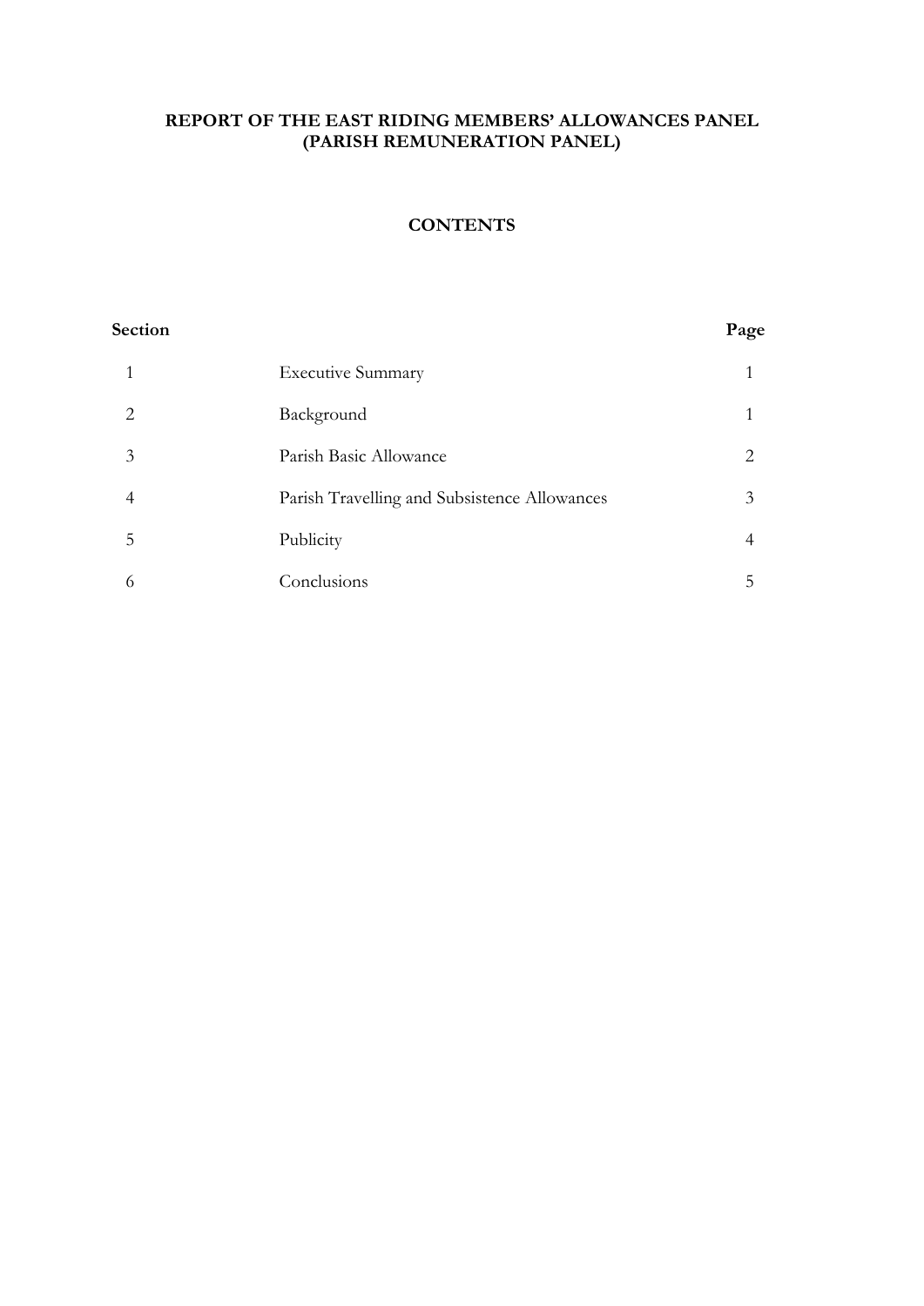**REPORT OF THE EAST RIDING MEMBERS' ALLOWANCES PANEL (PARISH REMUNERATION PANEL)**

**CONTENTS**

| Section | | Page |
|---|---|---|
| 1 | Executive Summary | 1 |
| 2 | Background | 1 |
| 3 | Parish Basic Allowance | 2 |
| 4 | Parish Travelling and Subsistence Allowances | 3 |
| 5 | Publicity | 4 |
| 6 | Conclusions | 5 |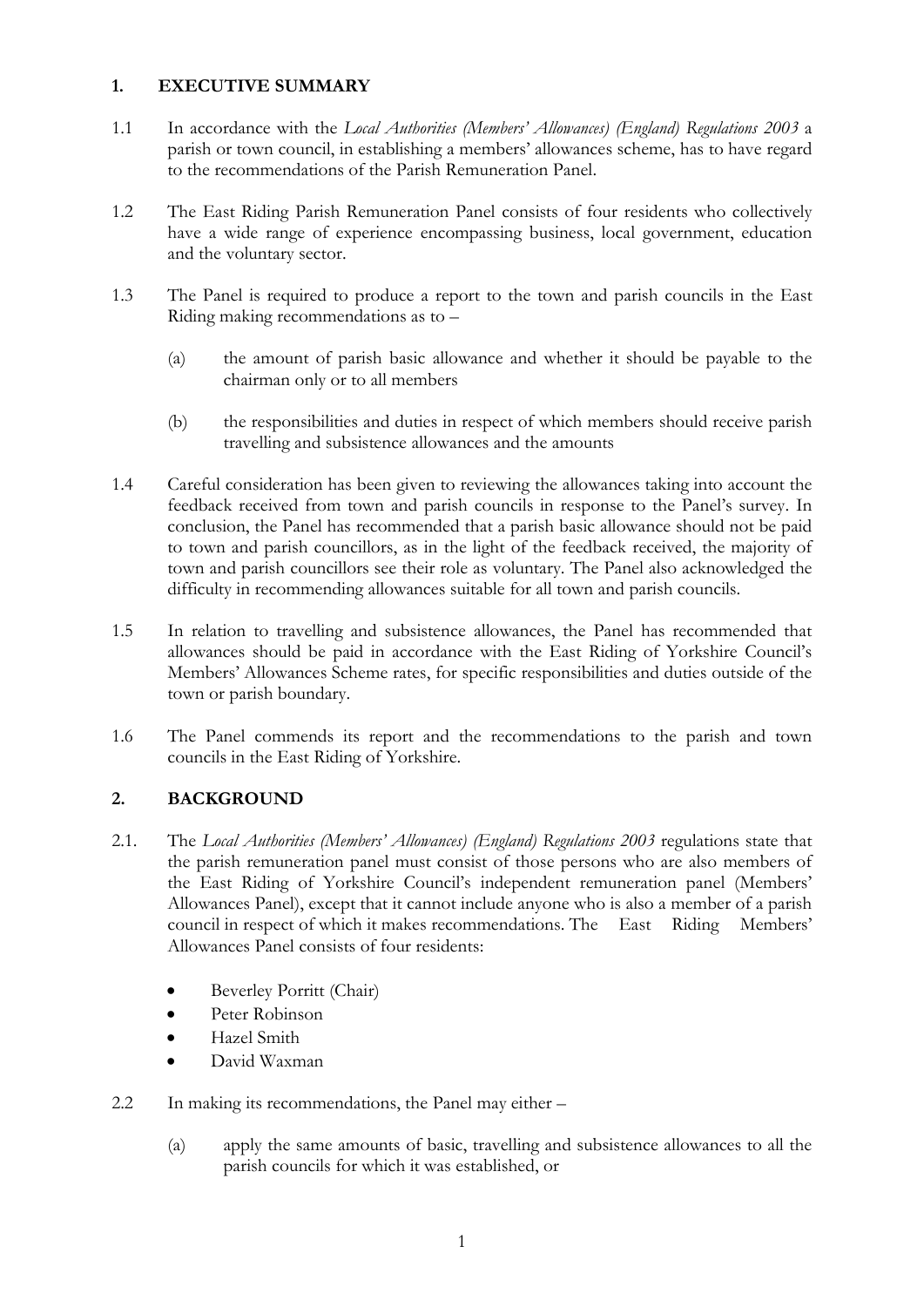## 1. EXECUTIVE SUMMARY

1.1 In accordance with the *Local Authorities (Members' Allowances) (England) Regulations 2003* a parish or town council, in establishing a members' allowances scheme, has to have regard to the recommendations of the Parish Remuneration Panel.

1.2 The East Riding Parish Remuneration Panel consists of four residents who collectively have a wide range of experience encompassing business, local government, education and the voluntary sector.

1.3 The Panel is required to produce a report to the town and parish councils in the East Riding making recommendations as to –

(a) the amount of parish basic allowance and whether it should be payable to the chairman only or to all members

(b) the responsibilities and duties in respect of which members should receive parish travelling and subsistence allowances and the amounts

1.4 Careful consideration has been given to reviewing the allowances taking into account the feedback received from town and parish councils in response to the Panel's survey. In conclusion, the Panel has recommended that a parish basic allowance should not be paid to town and parish councillors, as in the light of the feedback received, the majority of town and parish councillors see their role as voluntary. The Panel also acknowledged the difficulty in recommending allowances suitable for all town and parish councils.

1.5 In relation to travelling and subsistence allowances, the Panel has recommended that allowances should be paid in accordance with the East Riding of Yorkshire Council's Members' Allowances Scheme rates, for specific responsibilities and duties outside of the town or parish boundary.

1.6 The Panel commends its report and the recommendations to the parish and town councils in the East Riding of Yorkshire.

## 2. BACKGROUND

2.1. The *Local Authorities (Members' Allowances) (England) Regulations 2003* regulations state that the parish remuneration panel must consist of those persons who are also members of the East Riding of Yorkshire Council's independent remuneration panel (Members' Allowances Panel), except that it cannot include anyone who is also a member of a parish council in respect of which it makes recommendations. The East Riding Members' Allowances Panel consists of four residents:

- Beverley Porritt (Chair)
- Peter Robinson
- Hazel Smith
- David Waxman

2.2 In making its recommendations, the Panel may either –

(a) apply the same amounts of basic, travelling and subsistence allowances to all the parish councils for which it was established, or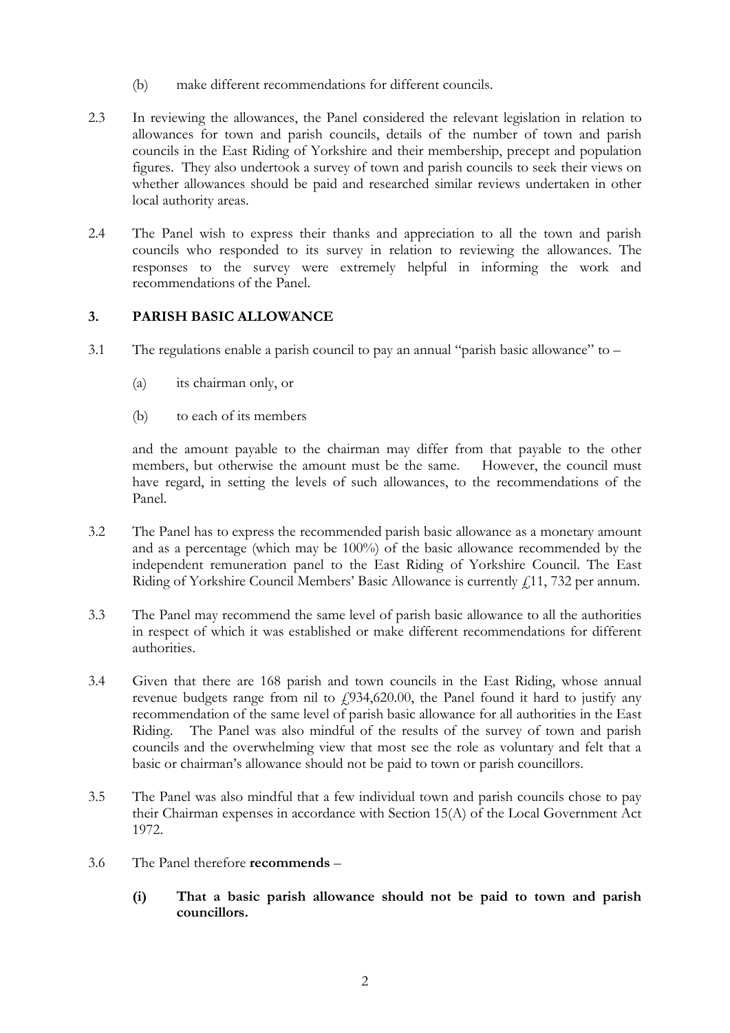(b) make different recommendations for different councils.

2.3 In reviewing the allowances, the Panel considered the relevant legislation in relation to allowances for town and parish councils, details of the number of town and parish councils in the East Riding of Yorkshire and their membership, precept and population figures. They also undertook a survey of town and parish councils to seek their views on whether allowances should be paid and researched similar reviews undertaken in other local authority areas.

2.4 The Panel wish to express their thanks and appreciation to all the town and parish councils who responded to its survey in relation to reviewing the allowances. The responses to the survey were extremely helpful in informing the work and recommendations of the Panel.

## 3. PARISH BASIC ALLOWANCE

3.1 The regulations enable a parish council to pay an annual "parish basic allowance" to –

(a) its chairman only, or

(b) to each of its members

and the amount payable to the chairman may differ from that payable to the other members, but otherwise the amount must be the same. However, the council must have regard, in setting the levels of such allowances, to the recommendations of the Panel.

3.2 The Panel has to express the recommended parish basic allowance as a monetary amount and as a percentage (which may be 100%) of the basic allowance recommended by the independent remuneration panel to the East Riding of Yorkshire Council. The East Riding of Yorkshire Council Members' Basic Allowance is currently £11, 732 per annum.

3.3 The Panel may recommend the same level of parish basic allowance to all the authorities in respect of which it was established or make different recommendations for different authorities.

3.4 Given that there are 168 parish and town councils in the East Riding, whose annual revenue budgets range from nil to £934,620.00, the Panel found it hard to justify any recommendation of the same level of parish basic allowance for all authorities in the East Riding. The Panel was also mindful of the results of the survey of town and parish councils and the overwhelming view that most see the role as voluntary and felt that a basic or chairman's allowance should not be paid to town or parish councillors.

3.5 The Panel was also mindful that a few individual town and parish councils chose to pay their Chairman expenses in accordance with Section 15(A) of the Local Government Act 1972.

3.6 The Panel therefore **recommends** –

**(i) That a basic parish allowance should not be paid to town and parish councillors.**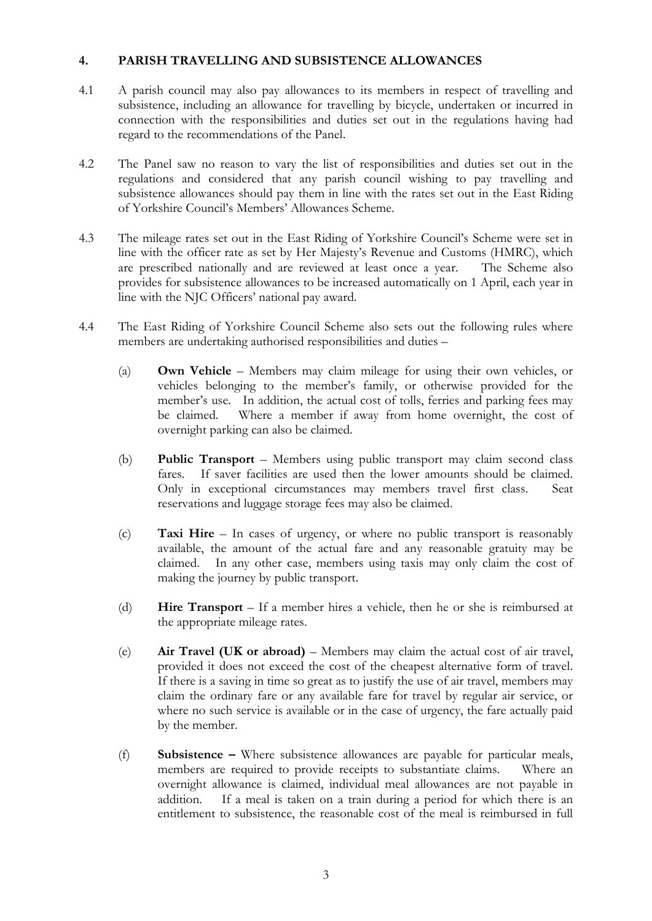## 4. PARISH TRAVELLING AND SUBSISTENCE ALLOWANCES

4.1 A parish council may also pay allowances to its members in respect of travelling and subsistence, including an allowance for travelling by bicycle, undertaken or incurred in connection with the responsibilities and duties set out in the regulations having had regard to the recommendations of the Panel.

4.2 The Panel saw no reason to vary the list of responsibilities and duties set out in the regulations and considered that any parish council wishing to pay travelling and subsistence allowances should pay them in line with the rates set out in the East Riding of Yorkshire Council's Members' Allowances Scheme.

4.3 The mileage rates set out in the East Riding of Yorkshire Council's Scheme were set in line with the officer rate as set by Her Majesty's Revenue and Customs (HMRC), which are prescribed nationally and are reviewed at least once a year. The Scheme also provides for subsistence allowances to be increased automatically on 1 April, each year in line with the NJC Officers' national pay award.

4.4 The East Riding of Yorkshire Council Scheme also sets out the following rules where members are undertaking authorised responsibilities and duties –

(a) **Own Vehicle** – Members may claim mileage for using their own vehicles, or vehicles belonging to the member's family, or otherwise provided for the member's use. In addition, the actual cost of tolls, ferries and parking fees may be claimed. Where a member if away from home overnight, the cost of overnight parking can also be claimed.

(b) **Public Transport** – Members using public transport may claim second class fares. If saver facilities are used then the lower amounts should be claimed. Only in exceptional circumstances may members travel first class. Seat reservations and luggage storage fees may also be claimed.

(c) **Taxi Hire** – In cases of urgency, or where no public transport is reasonably available, the amount of the actual fare and any reasonable gratuity may be claimed. In any other case, members using taxis may only claim the cost of making the journey by public transport.

(d) **Hire Transport** – If a member hires a vehicle, then he or she is reimbursed at the appropriate mileage rates.

(e) **Air Travel (UK or abroad)** – Members may claim the actual cost of air travel, provided it does not exceed the cost of the cheapest alternative form of travel. If there is a saving in time so great as to justify the use of air travel, members may claim the ordinary fare or any available fare for travel by regular air service, or where no such service is available or in the case of urgency, the fare actually paid by the member.

(f) **Subsistence –** Where subsistence allowances are payable for particular meals, members are required to provide receipts to substantiate claims. Where an overnight allowance is claimed, individual meal allowances are not payable in addition. If a meal is taken on a train during a period for which there is an entitlement to subsistence, the reasonable cost of the meal is reimbursed in full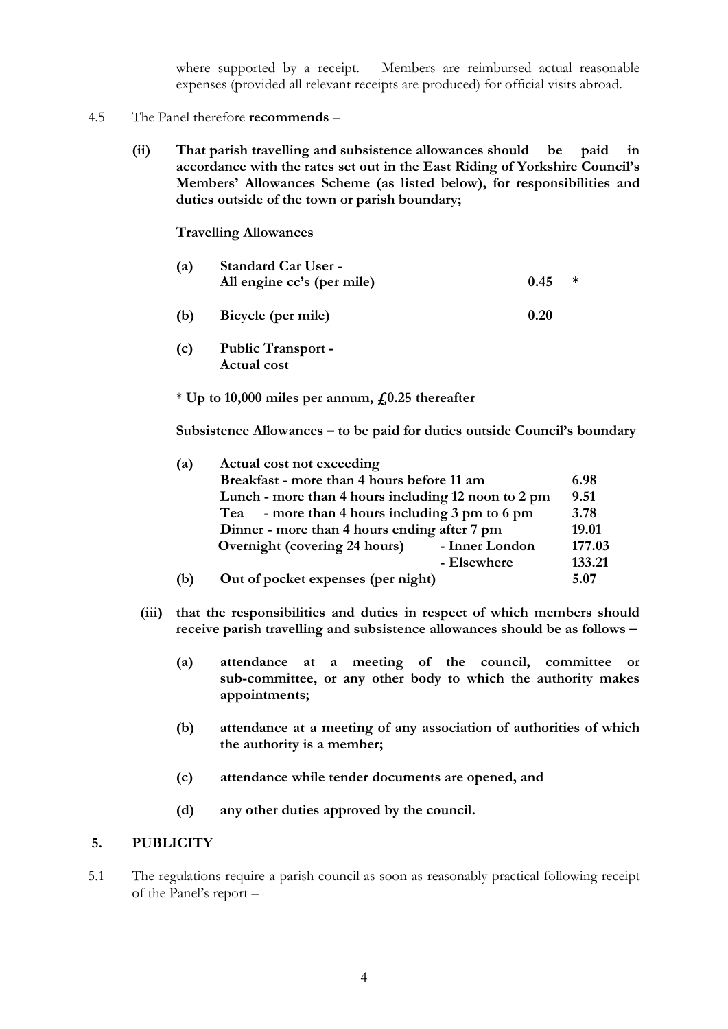where supported by a receipt. Members are reimbursed actual reasonable expenses (provided all relevant receipts are produced) for official visits abroad.

4.5 The Panel therefore **recommends** –

**(ii) That parish travelling and subsistence allowances should be paid in accordance with the rates set out in the East Riding of Yorkshire Council's Members' Allowances Scheme (as listed below), for responsibilities and duties outside of the town or parish boundary;**

**Travelling Allowances**

| | | | |
|---|---|---|---|
| **(a)** | **Standard Car User - All engine cc's (per mile)** | **0.45** | **\*** |
| **(b)** | **Bicycle (per mile)** | **0.20** | |
| **(c)** | **Public Transport - Actual cost** | | |

\* **Up to 10,000 miles per annum, £0.25 thereafter**

**Subsistence Allowances – to be paid for duties outside Council's boundary**

| | | | |
|---|---|---|---|
| **(a)** | **Actual cost not exceeding** | | |
| | **Breakfast - more than 4 hours before 11 am** | | **6.98** |
| | **Lunch - more than 4 hours including 12 noon to 2 pm** | | **9.51** |
| | **Tea - more than 4 hours including 3 pm to 6 pm** | | **3.78** |
| | **Dinner - more than 4 hours ending after 7 pm** | | **19.01** |
| | **Overnight (covering 24 hours)** | **- Inner London** | **177.03** |
| | | **- Elsewhere** | **133.21** |
| **(b)** | **Out of pocket expenses (per night)** | | **5.07** |

**(iii) that the responsibilities and duties in respect of which members should receive parish travelling and subsistence allowances should be as follows –**

- **(a) attendance at a meeting of the council, committee or sub-committee, or any other body to which the authority makes appointments;**
- **(b) attendance at a meeting of any association of authorities of which the authority is a member;**
- **(c) attendance while tender documents are opened, and**
- **(d) any other duties approved by the council.**

## 5. PUBLICITY

5.1 The regulations require a parish council as soon as reasonably practical following receipt of the Panel's report –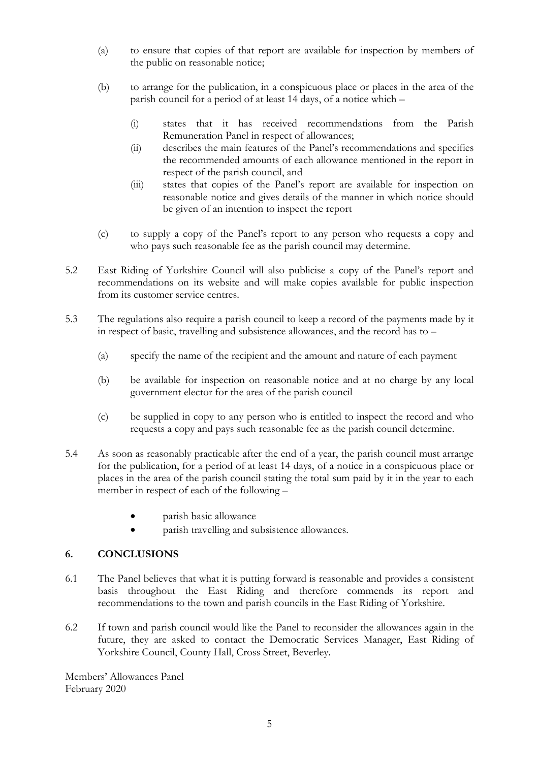(a) to ensure that copies of that report are available for inspection by members of the public on reasonable notice;

(b) to arrange for the publication, in a conspicuous place or places in the area of the parish council for a period of at least 14 days, of a notice which –

    (i) states that it has received recommendations from the Parish Remuneration Panel in respect of allowances;
    (ii) describes the main features of the Panel's recommendations and specifies the recommended amounts of each allowance mentioned in the report in respect of the parish council, and
    (iii) states that copies of the Panel's report are available for inspection on reasonable notice and gives details of the manner in which notice should be given of an intention to inspect the report

(c) to supply a copy of the Panel's report to any person who requests a copy and who pays such reasonable fee as the parish council may determine.

5.2 East Riding of Yorkshire Council will also publicise a copy of the Panel's report and recommendations on its website and will make copies available for public inspection from its customer service centres.

5.3 The regulations also require a parish council to keep a record of the payments made by it in respect of basic, travelling and subsistence allowances, and the record has to –

(a) specify the name of the recipient and the amount and nature of each payment

(b) be available for inspection on reasonable notice and at no charge by any local government elector for the area of the parish council

(c) be supplied in copy to any person who is entitled to inspect the record and who requests a copy and pays such reasonable fee as the parish council determine.

5.4 As soon as reasonably practicable after the end of a year, the parish council must arrange for the publication, for a period of at least 14 days, of a notice in a conspicuous place or places in the area of the parish council stating the total sum paid by it in the year to each member in respect of each of the following –

- parish basic allowance
- parish travelling and subsistence allowances.

## 6. CONCLUSIONS

6.1 The Panel believes that what it is putting forward is reasonable and provides a consistent basis throughout the East Riding and therefore commends its report and recommendations to the town and parish councils in the East Riding of Yorkshire.

6.2 If town and parish council would like the Panel to reconsider the allowances again in the future, they are asked to contact the Democratic Services Manager, East Riding of Yorkshire Council, County Hall, Cross Street, Beverley.

Members' Allowances Panel
February 2020